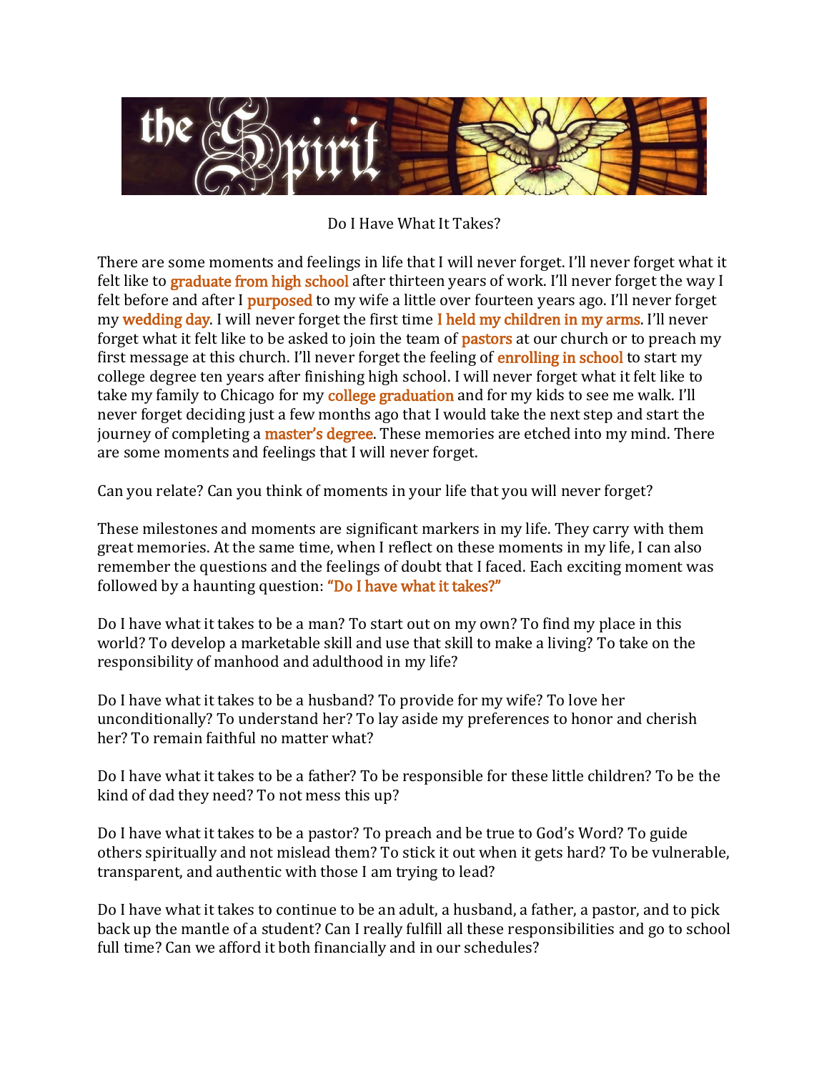# Do I Have What It Takes?

There are some moments and feelings in life that I will never forget. I'll never forget what it felt like to graduate from high school after thirteen years of work. I'll never forget the way I felt before and after I purposed to my wife a little over fourteen years ago. I'll never forget my wedding day. I will never forget the first time I held my children in my arms. I'll never forget what it felt like to be asked to join the team of pastors at our church or to preach my first message at this church. I'll never forget the feeling of enrolling in school to start my college degree ten years after finishing high school. I will never forget what it felt like to take my family to Chicago for my college graduation and for my kids to see me walk. I'll never forget deciding just a few months ago that I would take the next step and start the journey of completing a master's degree. These memories are etched into my mind. There are some moments and feelings that I will never forget.

Can you relate? Can you think of moments in your life that you will never forget?

These milestones and moments are significant markers in my life. They carry with them great memories. At the same time, when I reflect on these moments in my life, I can also remember the questions and the feelings of doubt that I faced. Each exciting moment was followed by a haunting question: "Do I have what it takes?"

Do I have what it takes to be a man? To start out on my own? To find my place in this world? To develop a marketable skill and use that skill to make a living? To take on the responsibility of manhood and adulthood in my life?

Do I have what it takes to be a husband? To provide for my wife? To love her unconditionally? To understand her? To lay aside my preferences to honor and cherish her? To remain faithful no matter what?

Do I have what it takes to be a father? To be responsible for these little children? To be the kind of dad they need? To not mess this up?

Do I have what it takes to be a pastor? To preach and be true to God's Word? To guide others spiritually and not mislead them? To stick it out when it gets hard? To be vulnerable, transparent, and authentic with those I am trying to lead?

Do I have what it takes to continue to be an adult, a husband, a father, a pastor, and to pick back up the mantle of a student? Can I really fulfill all these responsibilities and go to school full time? Can we afford it both financially and in our schedules?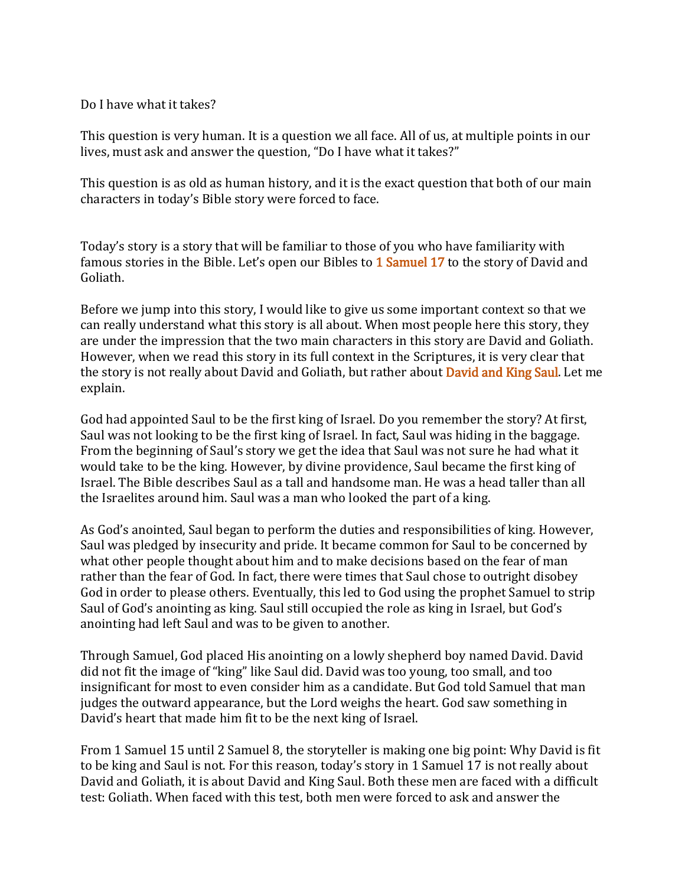Do I have what it takes?

This question is very human. It is a question we all face. All of us, at multiple points in our lives, must ask and answer the question, "Do I have what it takes?"

This question is as old as human history, and it is the exact question that both of our main characters in today's Bible story were forced to face.

Today's story is a story that will be familiar to those of you who have familiarity with famous stories in the Bible. Let's open our Bibles to 1 Samuel 17 to the story of David and Goliath.

Before we jump into this story, I would like to give us some important context so that we can really understand what this story is all about. When most people here this story, they are under the impression that the two main characters in this story are David and Goliath. However, when we read this story in its full context in the Scriptures, it is very clear that the story is not really about David and Goliath, but rather about David and King Saul. Let me explain.

God had appointed Saul to be the first king of Israel. Do you remember the story? At first, Saul was not looking to be the first king of Israel. In fact, Saul was hiding in the baggage. From the beginning of Saul's story we get the idea that Saul was not sure he had what it would take to be the king. However, by divine providence, Saul became the first king of Israel. The Bible describes Saul as a tall and handsome man. He was a head taller than all the Israelites around him. Saul was a man who looked the part of a king.

As God's anointed, Saul began to perform the duties and responsibilities of king. However, Saul was pledged by insecurity and pride. It became common for Saul to be concerned by what other people thought about him and to make decisions based on the fear of man rather than the fear of God. In fact, there were times that Saul chose to outright disobey God in order to please others. Eventually, this led to God using the prophet Samuel to strip Saul of God's anointing as king. Saul still occupied the role as king in Israel, but God's anointing had left Saul and was to be given to another.

Through Samuel, God placed His anointing on a lowly shepherd boy named David. David did not fit the image of "king" like Saul did. David was too young, too small, and too insignificant for most to even consider him as a candidate. But God told Samuel that man judges the outward appearance, but the Lord weighs the heart. God saw something in David's heart that made him fit to be the next king of Israel.

From 1 Samuel 15 until 2 Samuel 8, the storyteller is making one big point: Why David is fit to be king and Saul is not. For this reason, today's story in 1 Samuel 17 is not really about David and Goliath, it is about David and King Saul. Both these men are faced with a difficult test: Goliath. When faced with this test, both men were forced to ask and answer the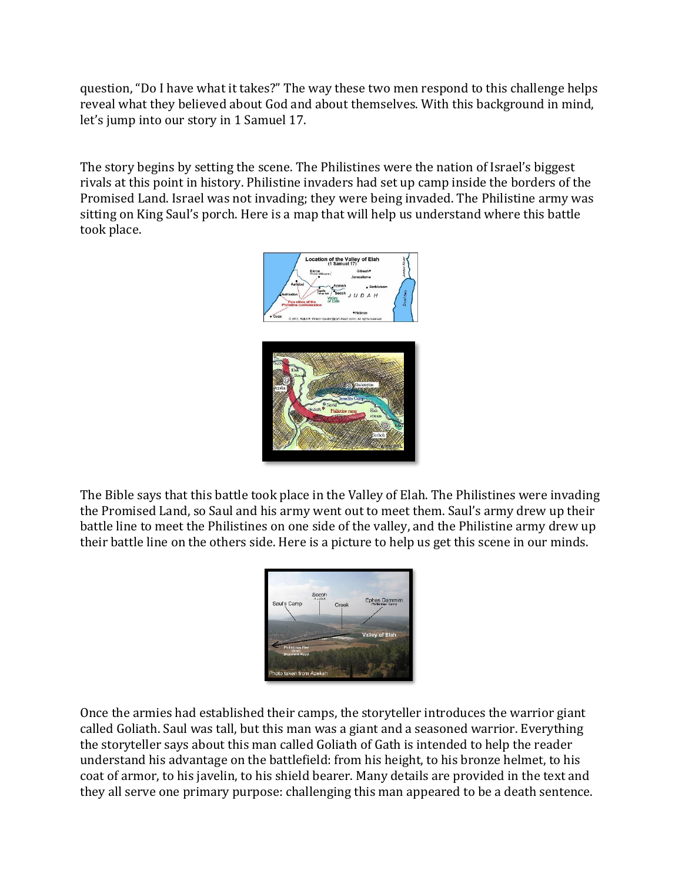question, "Do I have what it takes?" The way these two men respond to this challenge helps reveal what they believed about God and about themselves. With this background in mind, let's jump into our story in 1 Samuel 17.

The story begins by setting the scene. The Philistines were the nation of Israel's biggest rivals at this point in history. Philistine invaders had set up camp inside the borders of the Promised Land. Israel was not invading; they were being invaded. The Philistine army was sitting on King Saul's porch. Here is a map that will help us understand where this battle took place.

The Bible says that this battle took place in the Valley of Elah. The Philistines were invading the Promised Land, so Saul and his army went out to meet them. Saul's army drew up their battle line to meet the Philistines on one side of the valley, and the Philistine army drew up their battle line on the others side. Here is a picture to help us get this scene in our minds.

Once the armies had established their camps, the storyteller introduces the warrior giant called Goliath. Saul was tall, but this man was a giant and a seasoned warrior. Everything the storyteller says about this man called Goliath of Gath is intended to help the reader understand his advantage on the battlefield: from his height, to his bronze helmet, to his coat of armor, to his javelin, to his shield bearer. Many details are provided in the text and they all serve one primary purpose: challenging this man appeared to be a death sentence.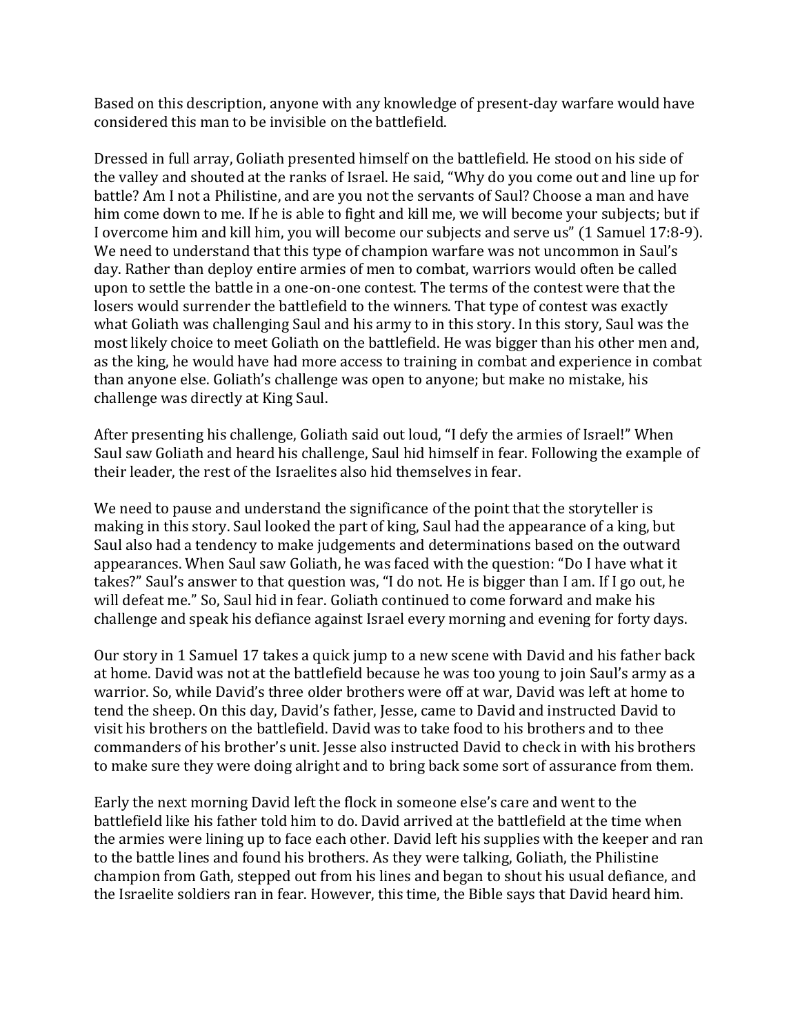Based on this description, anyone with any knowledge of present-day warfare would have considered this man to be invisible on the battlefield.

Dressed in full array, Goliath presented himself on the battlefield. He stood on his side of the valley and shouted at the ranks of Israel. He said, "Why do you come out and line up for battle? Am I not a Philistine, and are you not the servants of Saul? Choose a man and have him come down to me. If he is able to fight and kill me, we will become your subjects; but if I overcome him and kill him, you will become our subjects and serve us" (1 Samuel 17:8-9). We need to understand that this type of champion warfare was not uncommon in Saul's day. Rather than deploy entire armies of men to combat, warriors would often be called upon to settle the battle in a one-on-one contest. The terms of the contest were that the losers would surrender the battlefield to the winners. That type of contest was exactly what Goliath was challenging Saul and his army to in this story. In this story, Saul was the most likely choice to meet Goliath on the battlefield. He was bigger than his other men and, as the king, he would have had more access to training in combat and experience in combat than anyone else. Goliath's challenge was open to anyone; but make no mistake, his challenge was directly at King Saul.

After presenting his challenge, Goliath said out loud, "I defy the armies of Israel!" When Saul saw Goliath and heard his challenge, Saul hid himself in fear. Following the example of their leader, the rest of the Israelites also hid themselves in fear.

We need to pause and understand the significance of the point that the storyteller is making in this story. Saul looked the part of king, Saul had the appearance of a king, but Saul also had a tendency to make judgements and determinations based on the outward appearances. When Saul saw Goliath, he was faced with the question: "Do I have what it takes?" Saul's answer to that question was, "I do not. He is bigger than I am. If I go out, he will defeat me." So, Saul hid in fear. Goliath continued to come forward and make his challenge and speak his defiance against Israel every morning and evening for forty days.

Our story in 1 Samuel 17 takes a quick jump to a new scene with David and his father back at home. David was not at the battlefield because he was too young to join Saul's army as a warrior. So, while David's three older brothers were off at war, David was left at home to tend the sheep. On this day, David's father, Jesse, came to David and instructed David to visit his brothers on the battlefield. David was to take food to his brothers and to thee commanders of his brother's unit. Jesse also instructed David to check in with his brothers to make sure they were doing alright and to bring back some sort of assurance from them.

Early the next morning David left the flock in someone else's care and went to the battlefield like his father told him to do. David arrived at the battlefield at the time when the armies were lining up to face each other. David left his supplies with the keeper and ran to the battle lines and found his brothers. As they were talking, Goliath, the Philistine champion from Gath, stepped out from his lines and began to shout his usual defiance, and the Israelite soldiers ran in fear. However, this time, the Bible says that David heard him.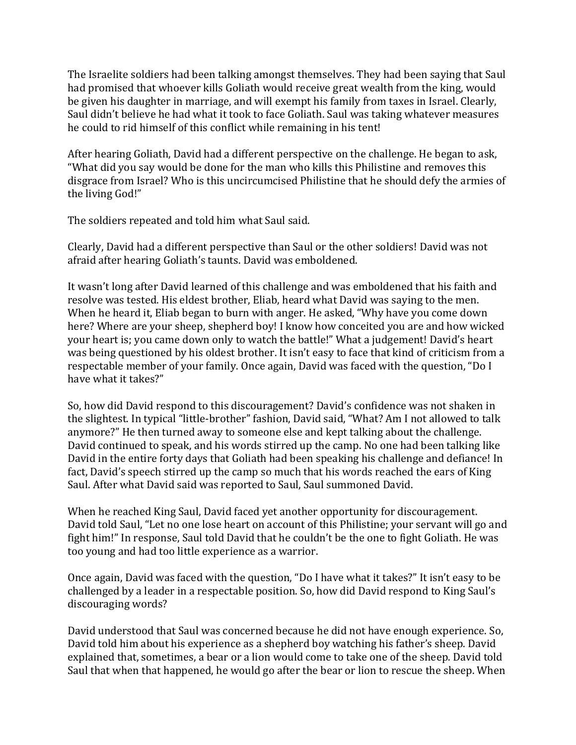The Israelite soldiers had been talking amongst themselves. They had been saying that Saul had promised that whoever kills Goliath would receive great wealth from the king, would be given his daughter in marriage, and will exempt his family from taxes in Israel. Clearly, Saul didn't believe he had what it took to face Goliath. Saul was taking whatever measures he could to rid himself of this conflict while remaining in his tent!

After hearing Goliath, David had a different perspective on the challenge. He began to ask, "What did you say would be done for the man who kills this Philistine and removes this disgrace from Israel? Who is this uncircumcised Philistine that he should defy the armies of the living God!"

The soldiers repeated and told him what Saul said.

Clearly, David had a different perspective than Saul or the other soldiers! David was not afraid after hearing Goliath's taunts. David was emboldened.

It wasn't long after David learned of this challenge and was emboldened that his faith and resolve was tested. His eldest brother, Eliab, heard what David was saying to the men. When he heard it, Eliab began to burn with anger. He asked, "Why have you come down here? Where are your sheep, shepherd boy! I know how conceited you are and how wicked your heart is; you came down only to watch the battle!" What a judgement! David's heart was being questioned by his oldest brother. It isn't easy to face that kind of criticism from a respectable member of your family. Once again, David was faced with the question, "Do I have what it takes?"

So, how did David respond to this discouragement? David's confidence was not shaken in the slightest. In typical "little-brother" fashion, David said, "What? Am I not allowed to talk anymore?" He then turned away to someone else and kept talking about the challenge. David continued to speak, and his words stirred up the camp. No one had been talking like David in the entire forty days that Goliath had been speaking his challenge and defiance! In fact, David's speech stirred up the camp so much that his words reached the ears of King Saul. After what David said was reported to Saul, Saul summoned David.

When he reached King Saul, David faced yet another opportunity for discouragement. David told Saul, "Let no one lose heart on account of this Philistine; your servant will go and fight him!" In response, Saul told David that he couldn't be the one to fight Goliath. He was too young and had too little experience as a warrior.

Once again, David was faced with the question, "Do I have what it takes?" It isn't easy to be challenged by a leader in a respectable position. So, how did David respond to King Saul's discouraging words?

David understood that Saul was concerned because he did not have enough experience. So, David told him about his experience as a shepherd boy watching his father's sheep. David explained that, sometimes, a bear or a lion would come to take one of the sheep. David told Saul that when that happened, he would go after the bear or lion to rescue the sheep. When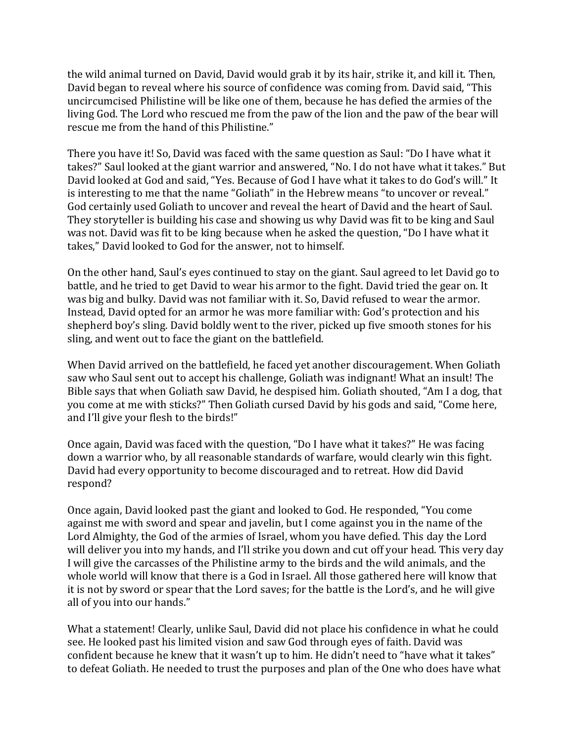the wild animal turned on David, David would grab it by its hair, strike it, and kill it. Then, David began to reveal where his source of confidence was coming from. David said, "This uncircumcised Philistine will be like one of them, because he has defied the armies of the living God. The Lord who rescued me from the paw of the lion and the paw of the bear will rescue me from the hand of this Philistine."

There you have it! So, David was faced with the same question as Saul: "Do I have what it takes?" Saul looked at the giant warrior and answered, "No. I do not have what it takes." But David looked at God and said, "Yes. Because of God I have what it takes to do God's will." It is interesting to me that the name "Goliath" in the Hebrew means "to uncover or reveal." God certainly used Goliath to uncover and reveal the heart of David and the heart of Saul. They storyteller is building his case and showing us why David was fit to be king and Saul was not. David was fit to be king because when he asked the question, "Do I have what it takes," David looked to God for the answer, not to himself.

On the other hand, Saul's eyes continued to stay on the giant. Saul agreed to let David go to battle, and he tried to get David to wear his armor to the fight. David tried the gear on. It was big and bulky. David was not familiar with it. So, David refused to wear the armor. Instead, David opted for an armor he was more familiar with: God's protection and his shepherd boy's sling. David boldly went to the river, picked up five smooth stones for his sling, and went out to face the giant on the battlefield.

When David arrived on the battlefield, he faced yet another discouragement. When Goliath saw who Saul sent out to accept his challenge, Goliath was indignant! What an insult! The Bible says that when Goliath saw David, he despised him. Goliath shouted, "Am I a dog, that you come at me with sticks?" Then Goliath cursed David by his gods and said, "Come here, and I'll give your flesh to the birds!"

Once again, David was faced with the question, "Do I have what it takes?" He was facing down a warrior who, by all reasonable standards of warfare, would clearly win this fight. David had every opportunity to become discouraged and to retreat. How did David respond?

Once again, David looked past the giant and looked to God. He responded, "You come against me with sword and spear and javelin, but I come against you in the name of the Lord Almighty, the God of the armies of Israel, whom you have defied. This day the Lord will deliver you into my hands, and I'll strike you down and cut off your head. This very day I will give the carcasses of the Philistine army to the birds and the wild animals, and the whole world will know that there is a God in Israel. All those gathered here will know that it is not by sword or spear that the Lord saves; for the battle is the Lord's, and he will give all of you into our hands."

What a statement! Clearly, unlike Saul, David did not place his confidence in what he could see. He looked past his limited vision and saw God through eyes of faith. David was confident because he knew that it wasn't up to him. He didn't need to "have what it takes" to defeat Goliath. He needed to trust the purposes and plan of the One who does have what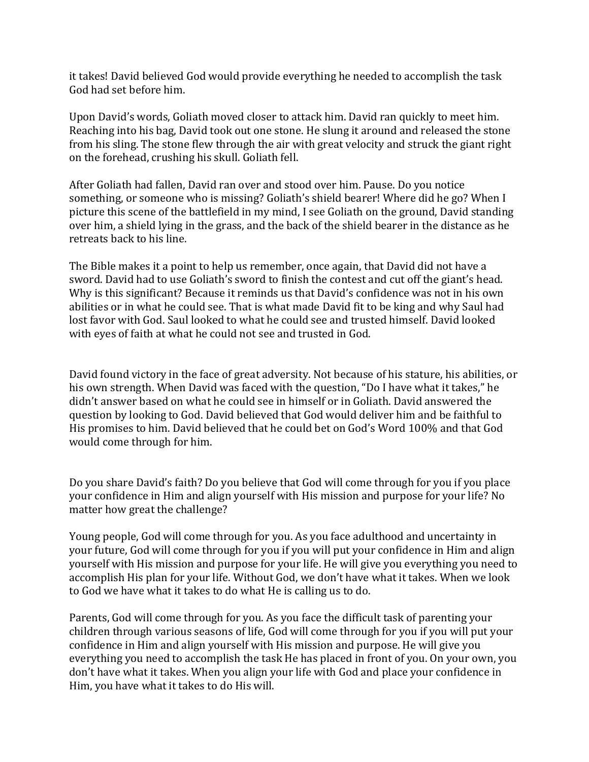it takes! David believed God would provide everything he needed to accomplish the task God had set before him.

Upon David's words, Goliath moved closer to attack him. David ran quickly to meet him. Reaching into his bag, David took out one stone. He slung it around and released the stone from his sling. The stone flew through the air with great velocity and struck the giant right on the forehead, crushing his skull. Goliath fell.

After Goliath had fallen, David ran over and stood over him. Pause. Do you notice something, or someone who is missing? Goliath's shield bearer! Where did he go? When I picture this scene of the battlefield in my mind, I see Goliath on the ground, David standing over him, a shield lying in the grass, and the back of the shield bearer in the distance as he retreats back to his line.

The Bible makes it a point to help us remember, once again, that David did not have a sword. David had to use Goliath's sword to finish the contest and cut off the giant's head. Why is this significant? Because it reminds us that David's confidence was not in his own abilities or in what he could see. That is what made David fit to be king and why Saul had lost favor with God. Saul looked to what he could see and trusted himself. David looked with eyes of faith at what he could not see and trusted in God.

David found victory in the face of great adversity. Not because of his stature, his abilities, or his own strength. When David was faced with the question, "Do I have what it takes," he didn't answer based on what he could see in himself or in Goliath. David answered the question by looking to God. David believed that God would deliver him and be faithful to His promises to him. David believed that he could bet on God's Word 100% and that God would come through for him.

Do you share David's faith? Do you believe that God will come through for you if you place your confidence in Him and align yourself with His mission and purpose for your life? No matter how great the challenge?

Young people, God will come through for you. As you face adulthood and uncertainty in your future, God will come through for you if you will put your confidence in Him and align yourself with His mission and purpose for your life. He will give you everything you need to accomplish His plan for your life. Without God, we don't have what it takes. When we look to God we have what it takes to do what He is calling us to do.

Parents, God will come through for you. As you face the difficult task of parenting your children through various seasons of life, God will come through for you if you will put your confidence in Him and align yourself with His mission and purpose. He will give you everything you need to accomplish the task He has placed in front of you. On your own, you don't have what it takes. When you align your life with God and place your confidence in Him, you have what it takes to do His will.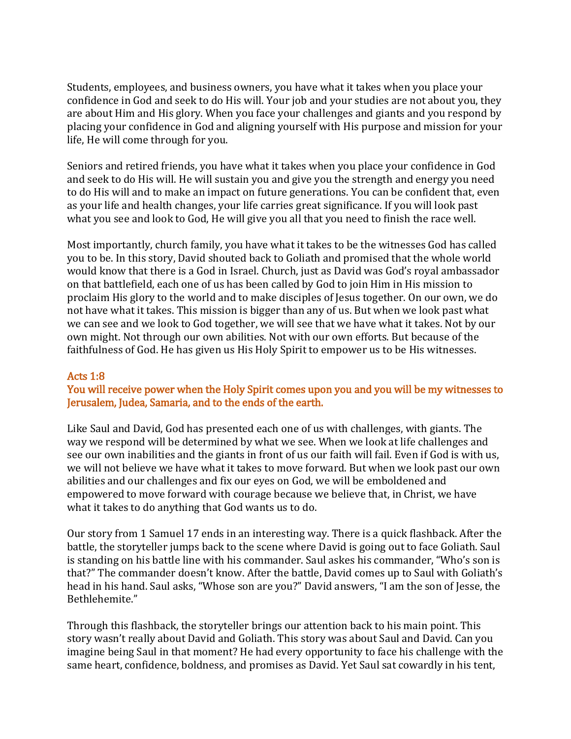Students, employees, and business owners, you have what it takes when you place your confidence in God and seek to do His will. Your job and your studies are not about you, they are about Him and His glory. When you face your challenges and giants and you respond by placing your confidence in God and aligning yourself with His purpose and mission for your life, He will come through for you.

Seniors and retired friends, you have what it takes when you place your confidence in God and seek to do His will. He will sustain you and give you the strength and energy you need to do His will and to make an impact on future generations. You can be confident that, even as your life and health changes, your life carries great significance. If you will look past what you see and look to God, He will give you all that you need to finish the race well.

Most importantly, church family, you have what it takes to be the witnesses God has called you to be. In this story, David shouted back to Goliath and promised that the whole world would know that there is a God in Israel. Church, just as David was God's royal ambassador on that battlefield, each one of us has been called by God to join Him in His mission to proclaim His glory to the world and to make disciples of Jesus together. On our own, we do not have what it takes. This mission is bigger than any of us. But when we look past what we can see and we look to God together, we will see that we have what it takes. Not by our own might. Not through our own abilities. Not with our own efforts. But because of the faithfulness of God. He has given us His Holy Spirit to empower us to be His witnesses.

**Acts 1:8**
**You will receive power when the Holy Spirit comes upon you and you will be my witnesses to Jerusalem, Judea, Samaria, and to the ends of the earth.**

Like Saul and David, God has presented each one of us with challenges, with giants. The way we respond will be determined by what we see. When we look at life challenges and see our own inabilities and the giants in front of us our faith will fail. Even if God is with us, we will not believe we have what it takes to move forward. But when we look past our own abilities and our challenges and fix our eyes on God, we will be emboldened and empowered to move forward with courage because we believe that, in Christ, we have what it takes to do anything that God wants us to do.

Our story from 1 Samuel 17 ends in an interesting way. There is a quick flashback. After the battle, the storyteller jumps back to the scene where David is going out to face Goliath. Saul is standing on his battle line with his commander. Saul askes his commander, "Who's son is that?" The commander doesn't know. After the battle, David comes up to Saul with Goliath's head in his hand. Saul asks, "Whose son are you?" David answers, "I am the son of Jesse, the Bethlehemite."

Through this flashback, the storyteller brings our attention back to his main point. This story wasn't really about David and Goliath. This story was about Saul and David. Can you imagine being Saul in that moment? He had every opportunity to face his challenge with the same heart, confidence, boldness, and promises as David. Yet Saul sat cowardly in his tent,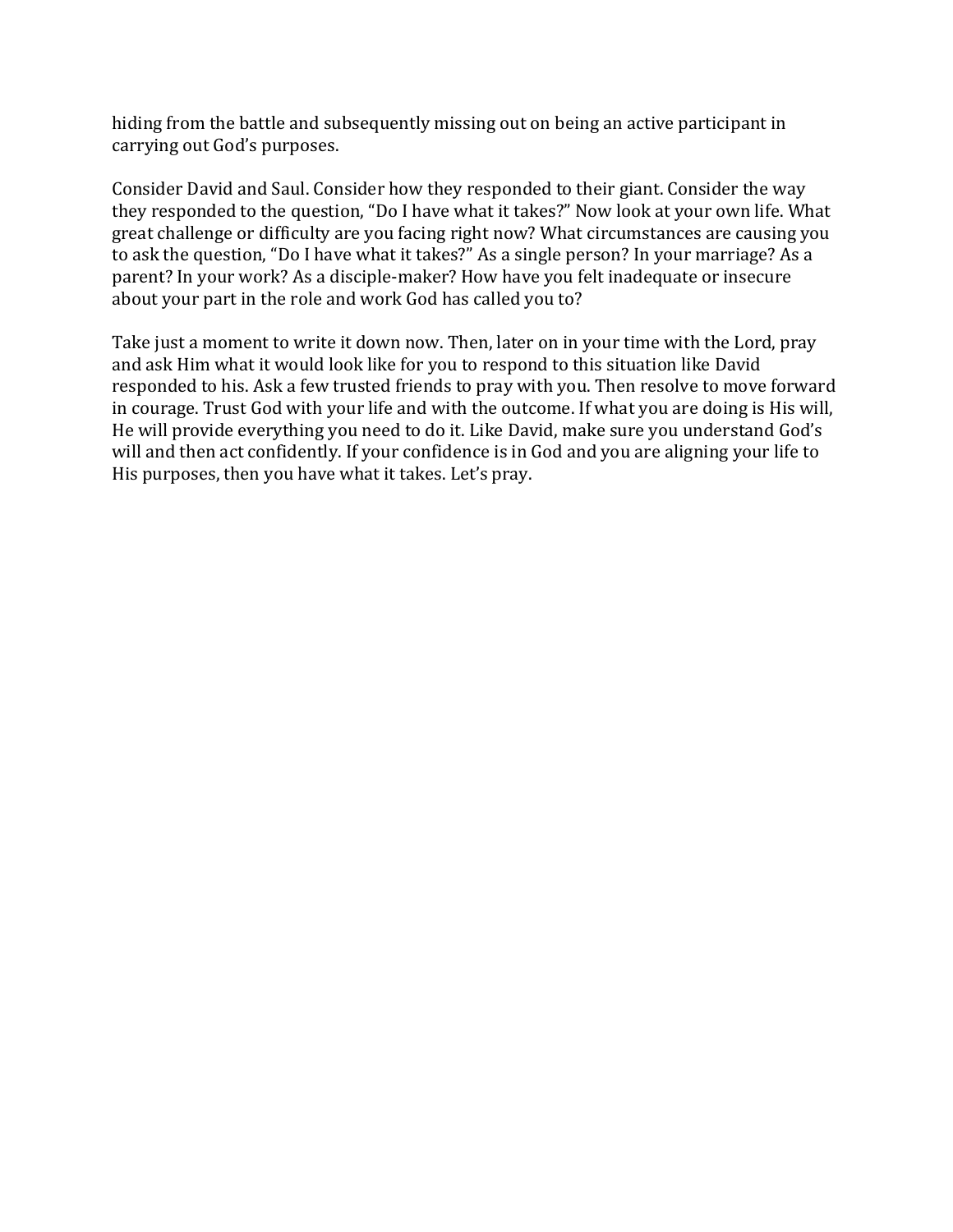hiding from the battle and subsequently missing out on being an active participant in carrying out God's purposes.

Consider David and Saul. Consider how they responded to their giant. Consider the way they responded to the question, "Do I have what it takes?" Now look at your own life. What great challenge or difficulty are you facing right now? What circumstances are causing you to ask the question, "Do I have what it takes?" As a single person? In your marriage? As a parent? In your work? As a disciple-maker? How have you felt inadequate or insecure about your part in the role and work God has called you to?

Take just a moment to write it down now. Then, later on in your time with the Lord, pray and ask Him what it would look like for you to respond to this situation like David responded to his. Ask a few trusted friends to pray with you. Then resolve to move forward in courage. Trust God with your life and with the outcome. If what you are doing is His will, He will provide everything you need to do it. Like David, make sure you understand God's will and then act confidently. If your confidence is in God and you are aligning your life to His purposes, then you have what it takes. Let's pray.